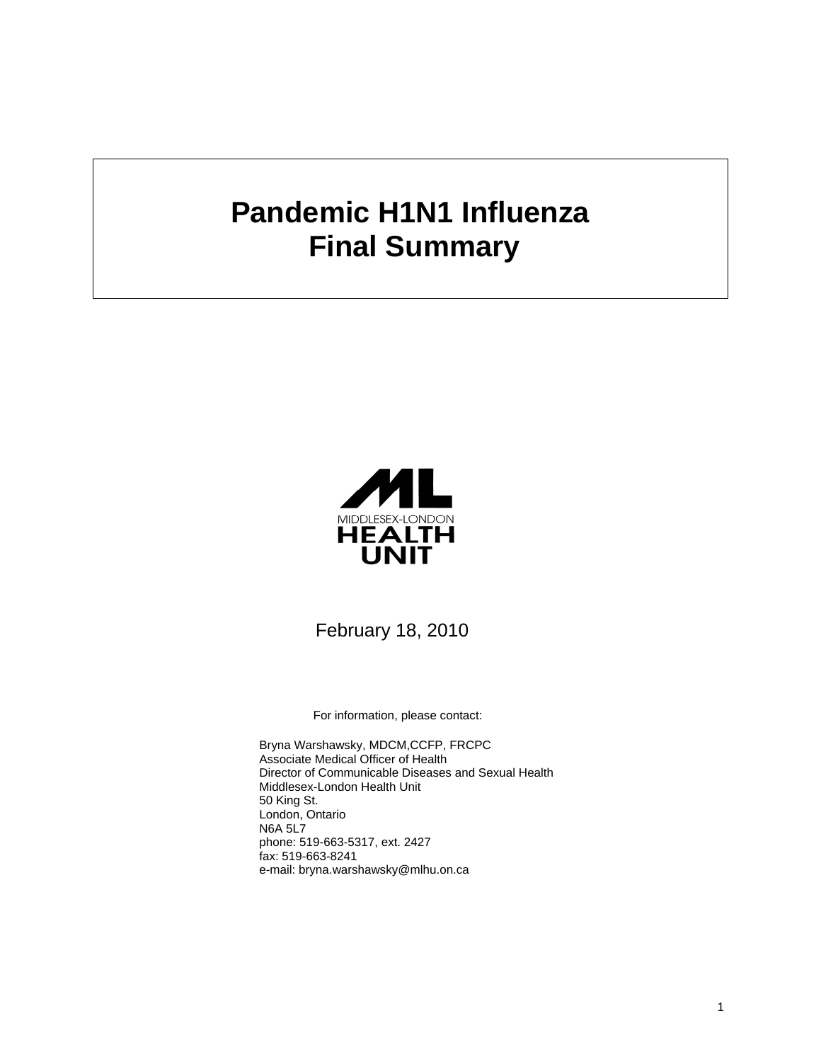# Pandemic H1N1 Influenza
# Final Summary

MIDDLESEX-LONDON
HEALTH
UNIT

February 18, 2010

For information, please contact:

Bryna Warshawsky, MDCM,CCFP, FRCPC
Associate Medical Officer of Health
Director of Communicable Diseases and Sexual Health
Middlesex-London Health Unit
50 King St.
London, Ontario
N6A 5L7
phone: 519-663-5317, ext. 2427
fax: 519-663-8241
e-mail: bryna.warshawsky@mlhu.on.ca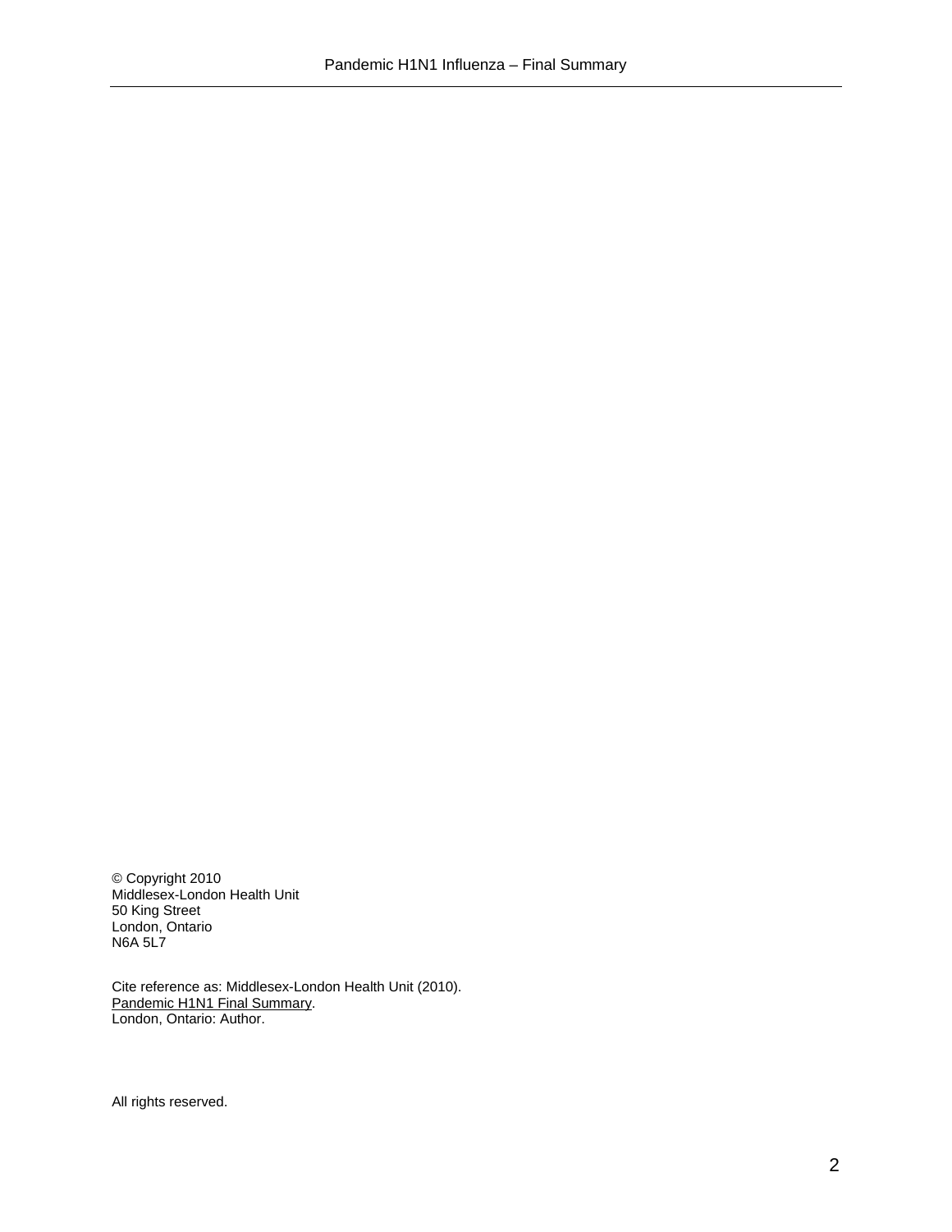© Copyright 2010
Middlesex-London Health Unit
50 King Street
London, Ontario
N6A 5L7

Cite reference as: Middlesex-London Health Unit (2010).
Pandemic H1N1 Final Summary.
London, Ontario: Author.

All rights reserved.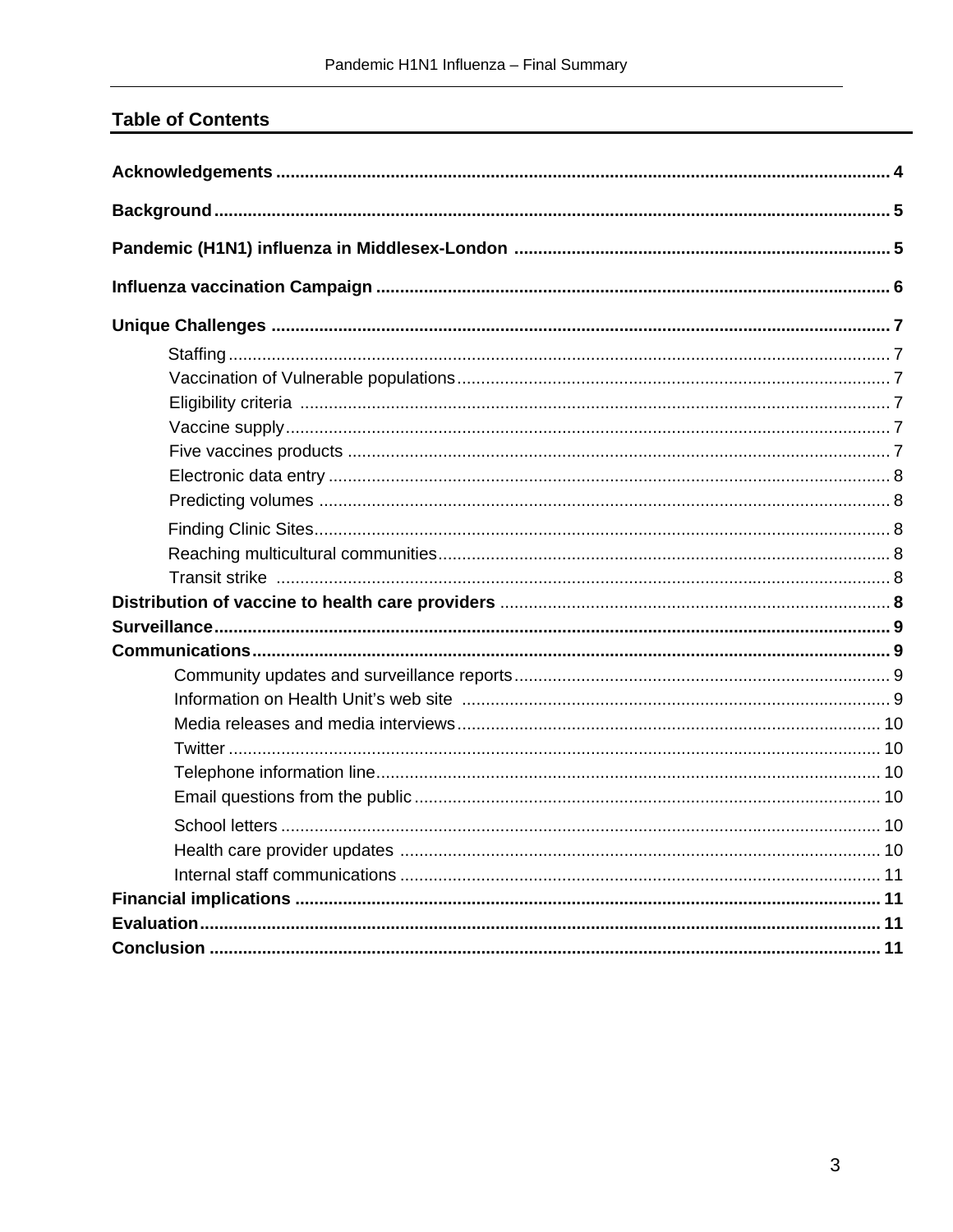## Table of Contents

**Acknowledgements** .......... **4**

**Background** .......... **5**

**Pandemic (H1N1) influenza in Middlesex-London** .......... **5**

**Influenza vaccination Campaign** .......... **6**

**Unique Challenges** .......... **7**

- Staffing .......... 7
- Vaccination of Vulnerable populations .......... 7
- Eligibility criteria .......... 7
- Vaccine supply .......... 7
- Five vaccines products .......... 7
- Electronic data entry .......... 8
- Predicting volumes .......... 8
- Finding Clinic Sites .......... 8
- Reaching multicultural communities .......... 8
- Transit strike .......... 8

**Distribution of vaccine to health care providers** .......... **8**

**Surveillance** .......... **9**

**Communications** .......... **9**

- Community updates and surveillance reports .......... 9
- Information on Health Unit's web site .......... 9
- Media releases and media interviews .......... 10
- Twitter .......... 10
- Telephone information line .......... 10
- Email questions from the public .......... 10
- School letters .......... 10
- Health care provider updates .......... 10
- Internal staff communications .......... 11

**Financial implications** .......... **11**

**Evaluation** .......... **11**

**Conclusion** .......... **11**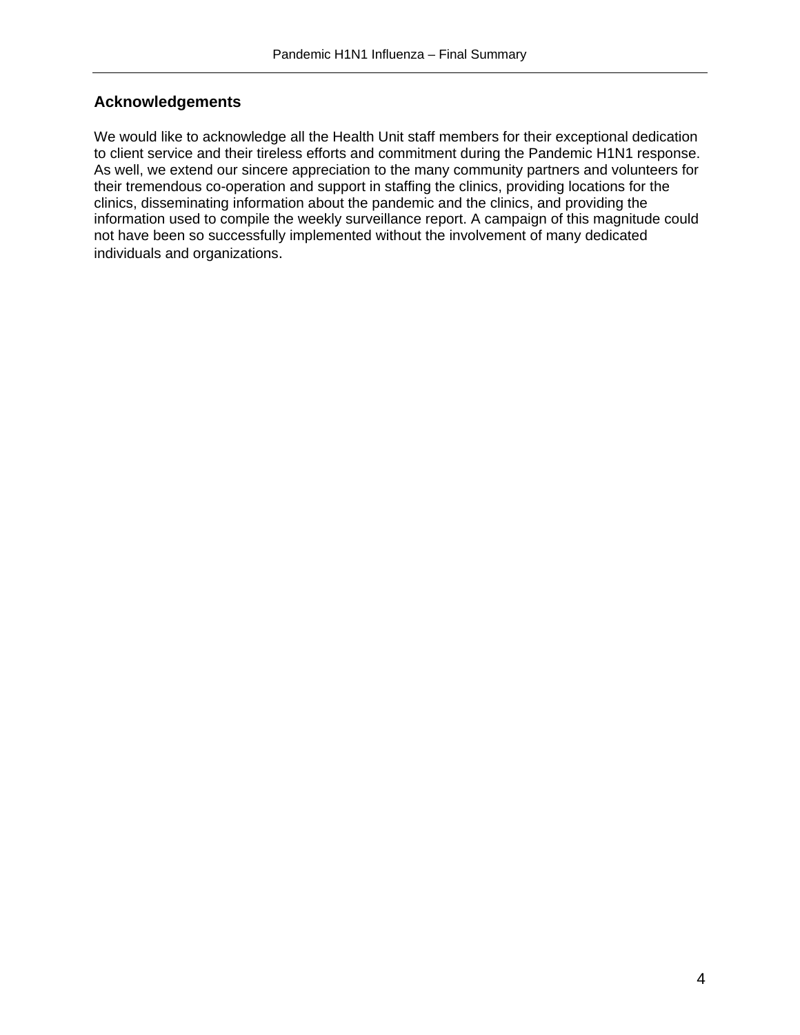## Acknowledgements

We would like to acknowledge all the Health Unit staff members for their exceptional dedication to client service and their tireless efforts and commitment during the Pandemic H1N1 response. As well, we extend our sincere appreciation to the many community partners and volunteers for their tremendous co-operation and support in staffing the clinics, providing locations for the clinics, disseminating information about the pandemic and the clinics, and providing the information used to compile the weekly surveillance report. A campaign of this magnitude could not have been so successfully implemented without the involvement of many dedicated individuals and organizations.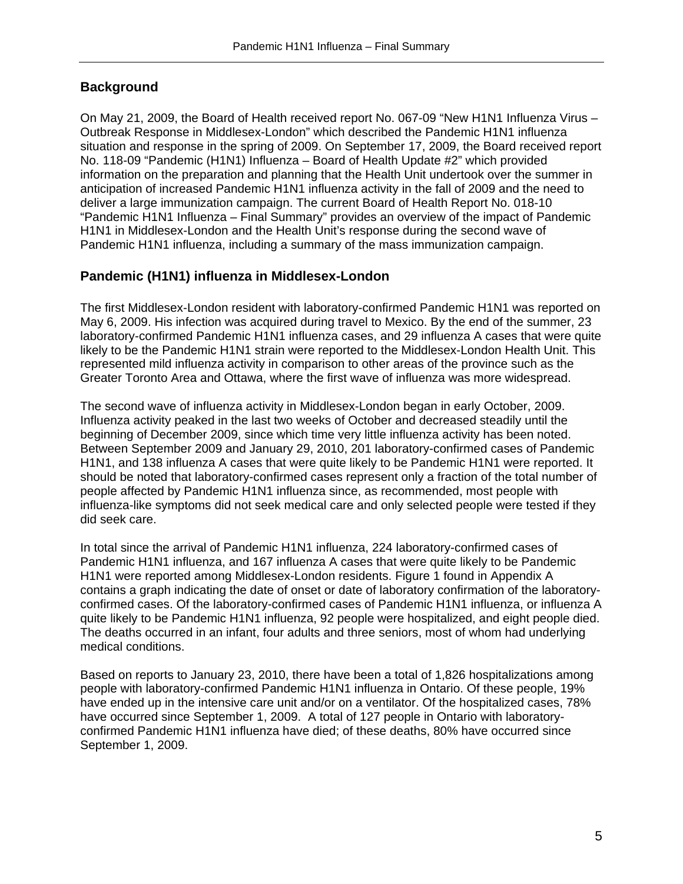## Background

On May 21, 2009, the Board of Health received report No. 067-09 “New H1N1 Influenza Virus – Outbreak Response in Middlesex-London” which described the Pandemic H1N1 influenza situation and response in the spring of 2009. On September 17, 2009, the Board received report No. 118-09 “Pandemic (H1N1) Influenza – Board of Health Update #2” which provided information on the preparation and planning that the Health Unit undertook over the summer in anticipation of increased Pandemic H1N1 influenza activity in the fall of 2009 and the need to deliver a large immunization campaign. The current Board of Health Report No. 018-10 “Pandemic H1N1 Influenza – Final Summary” provides an overview of the impact of Pandemic H1N1 in Middlesex-London and the Health Unit’s response during the second wave of Pandemic H1N1 influenza, including a summary of the mass immunization campaign.

## Pandemic (H1N1) influenza in Middlesex-London

The first Middlesex-London resident with laboratory-confirmed Pandemic H1N1 was reported on May 6, 2009. His infection was acquired during travel to Mexico. By the end of the summer, 23 laboratory-confirmed Pandemic H1N1 influenza cases, and 29 influenza A cases that were quite likely to be the Pandemic H1N1 strain were reported to the Middlesex-London Health Unit. This represented mild influenza activity in comparison to other areas of the province such as the Greater Toronto Area and Ottawa, where the first wave of influenza was more widespread.

The second wave of influenza activity in Middlesex-London began in early October, 2009. Influenza activity peaked in the last two weeks of October and decreased steadily until the beginning of December 2009, since which time very little influenza activity has been noted. Between September 2009 and January 29, 2010, 201 laboratory-confirmed cases of Pandemic H1N1, and 138 influenza A cases that were quite likely to be Pandemic H1N1 were reported. It should be noted that laboratory-confirmed cases represent only a fraction of the total number of people affected by Pandemic H1N1 influenza since, as recommended, most people with influenza-like symptoms did not seek medical care and only selected people were tested if they did seek care.

In total since the arrival of Pandemic H1N1 influenza, 224 laboratory-confirmed cases of Pandemic H1N1 influenza, and 167 influenza A cases that were quite likely to be Pandemic H1N1 were reported among Middlesex-London residents. Figure 1 found in Appendix A contains a graph indicating the date of onset or date of laboratory confirmation of the laboratory-confirmed cases. Of the laboratory-confirmed cases of Pandemic H1N1 influenza, or influenza A quite likely to be Pandemic H1N1 influenza, 92 people were hospitalized, and eight people died. The deaths occurred in an infant, four adults and three seniors, most of whom had underlying medical conditions.

Based on reports to January 23, 2010, there have been a total of 1,826 hospitalizations among people with laboratory-confirmed Pandemic H1N1 influenza in Ontario. Of these people, 19% have ended up in the intensive care unit and/or on a ventilator. Of the hospitalized cases, 78% have occurred since September 1, 2009. A total of 127 people in Ontario with laboratory-confirmed Pandemic H1N1 influenza have died; of these deaths, 80% have occurred since September 1, 2009.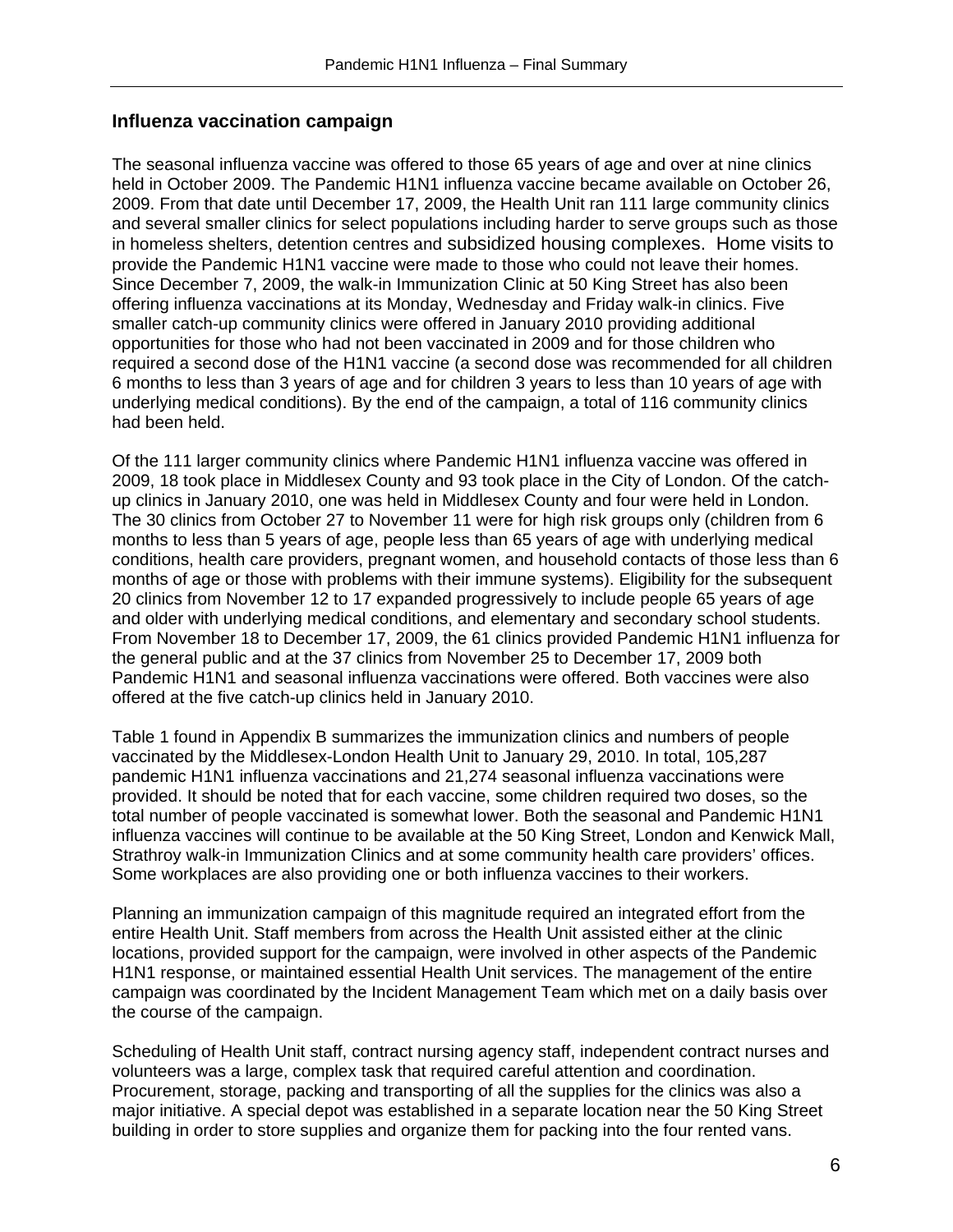## Influenza vaccination campaign

The seasonal influenza vaccine was offered to those 65 years of age and over at nine clinics held in October 2009. The Pandemic H1N1 influenza vaccine became available on October 26, 2009. From that date until December 17, 2009, the Health Unit ran 111 large community clinics and several smaller clinics for select populations including harder to serve groups such as those in homeless shelters, detention centres and subsidized housing complexes. Home visits to provide the Pandemic H1N1 vaccine were made to those who could not leave their homes. Since December 7, 2009, the walk-in Immunization Clinic at 50 King Street has also been offering influenza vaccinations at its Monday, Wednesday and Friday walk-in clinics. Five smaller catch-up community clinics were offered in January 2010 providing additional opportunities for those who had not been vaccinated in 2009 and for those children who required a second dose of the H1N1 vaccine (a second dose was recommended for all children 6 months to less than 3 years of age and for children 3 years to less than 10 years of age with underlying medical conditions). By the end of the campaign, a total of 116 community clinics had been held.

Of the 111 larger community clinics where Pandemic H1N1 influenza vaccine was offered in 2009, 18 took place in Middlesex County and 93 took place in the City of London. Of the catch-up clinics in January 2010, one was held in Middlesex County and four were held in London. The 30 clinics from October 27 to November 11 were for high risk groups only (children from 6 months to less than 5 years of age, people less than 65 years of age with underlying medical conditions, health care providers, pregnant women, and household contacts of those less than 6 months of age or those with problems with their immune systems). Eligibility for the subsequent 20 clinics from November 12 to 17 expanded progressively to include people 65 years of age and older with underlying medical conditions, and elementary and secondary school students. From November 18 to December 17, 2009, the 61 clinics provided Pandemic H1N1 influenza for the general public and at the 37 clinics from November 25 to December 17, 2009 both Pandemic H1N1 and seasonal influenza vaccinations were offered. Both vaccines were also offered at the five catch-up clinics held in January 2010.

Table 1 found in Appendix B summarizes the immunization clinics and numbers of people vaccinated by the Middlesex-London Health Unit to January 29, 2010. In total, 105,287 pandemic H1N1 influenza vaccinations and 21,274 seasonal influenza vaccinations were provided. It should be noted that for each vaccine, some children required two doses, so the total number of people vaccinated is somewhat lower. Both the seasonal and Pandemic H1N1 influenza vaccines will continue to be available at the 50 King Street, London and Kenwick Mall, Strathroy walk-in Immunization Clinics and at some community health care providers' offices. Some workplaces are also providing one or both influenza vaccines to their workers.

Planning an immunization campaign of this magnitude required an integrated effort from the entire Health Unit. Staff members from across the Health Unit assisted either at the clinic locations, provided support for the campaign, were involved in other aspects of the Pandemic H1N1 response, or maintained essential Health Unit services. The management of the entire campaign was coordinated by the Incident Management Team which met on a daily basis over the course of the campaign.

Scheduling of Health Unit staff, contract nursing agency staff, independent contract nurses and volunteers was a large, complex task that required careful attention and coordination. Procurement, storage, packing and transporting of all the supplies for the clinics was also a major initiative. A special depot was established in a separate location near the 50 King Street building in order to store supplies and organize them for packing into the four rented vans.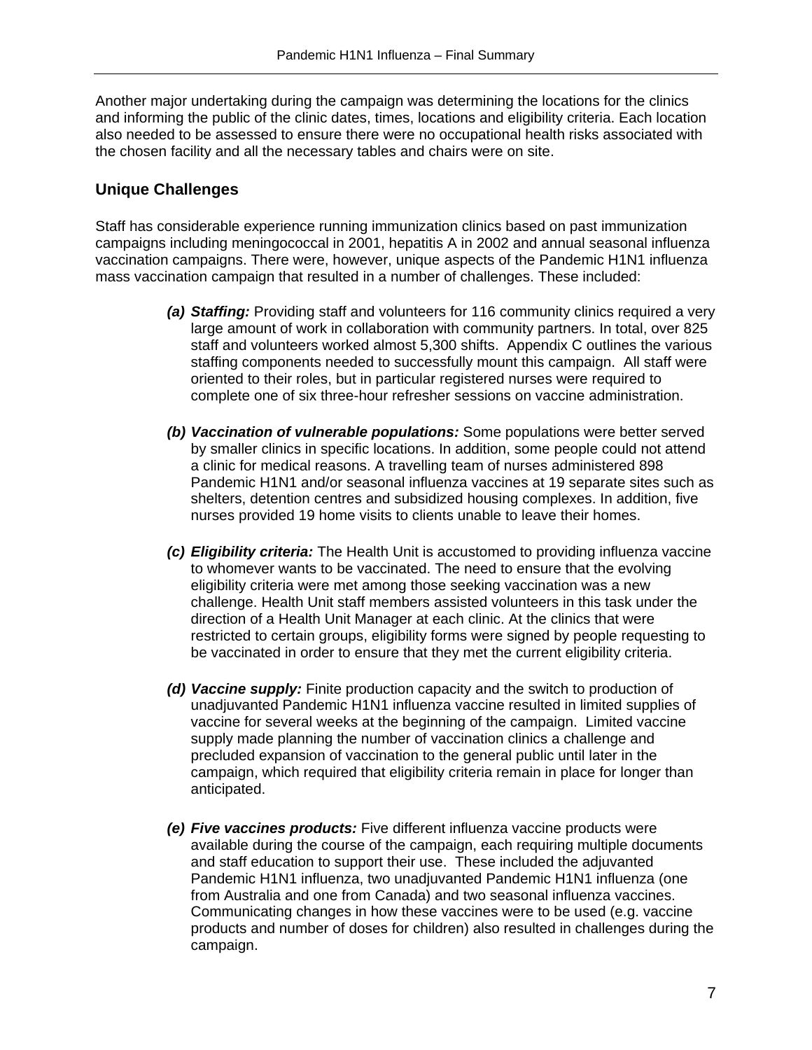Another major undertaking during the campaign was determining the locations for the clinics and informing the public of the clinic dates, times, locations and eligibility criteria. Each location also needed to be assessed to ensure there were no occupational health risks associated with the chosen facility and all the necessary tables and chairs were on site.

## Unique Challenges

Staff has considerable experience running immunization clinics based on past immunization campaigns including meningococcal in 2001, hepatitis A in 2002 and annual seasonal influenza vaccination campaigns. There were, however, unique aspects of the Pandemic H1N1 influenza mass vaccination campaign that resulted in a number of challenges. These included:

***(a) Staffing:*** Providing staff and volunteers for 116 community clinics required a very large amount of work in collaboration with community partners. In total, over 825 staff and volunteers worked almost 5,300 shifts. Appendix C outlines the various staffing components needed to successfully mount this campaign. All staff were oriented to their roles, but in particular registered nurses were required to complete one of six three-hour refresher sessions on vaccine administration.

***(b) Vaccination of vulnerable populations:*** Some populations were better served by smaller clinics in specific locations. In addition, some people could not attend a clinic for medical reasons. A travelling team of nurses administered 898 Pandemic H1N1 and/or seasonal influenza vaccines at 19 separate sites such as shelters, detention centres and subsidized housing complexes. In addition, five nurses provided 19 home visits to clients unable to leave their homes.

***(c) Eligibility criteria:*** The Health Unit is accustomed to providing influenza vaccine to whomever wants to be vaccinated. The need to ensure that the evolving eligibility criteria were met among those seeking vaccination was a new challenge. Health Unit staff members assisted volunteers in this task under the direction of a Health Unit Manager at each clinic. At the clinics that were restricted to certain groups, eligibility forms were signed by people requesting to be vaccinated in order to ensure that they met the current eligibility criteria.

***(d) Vaccine supply:*** Finite production capacity and the switch to production of unadjuvanted Pandemic H1N1 influenza vaccine resulted in limited supplies of vaccine for several weeks at the beginning of the campaign. Limited vaccine supply made planning the number of vaccination clinics a challenge and precluded expansion of vaccination to the general public until later in the campaign, which required that eligibility criteria remain in place for longer than anticipated.

***(e) Five vaccines products:*** Five different influenza vaccine products were available during the course of the campaign, each requiring multiple documents and staff education to support their use. These included the adjuvanted Pandemic H1N1 influenza, two unadjuvanted Pandemic H1N1 influenza (one from Australia and one from Canada) and two seasonal influenza vaccines. Communicating changes in how these vaccines were to be used (e.g. vaccine products and number of doses for children) also resulted in challenges during the campaign.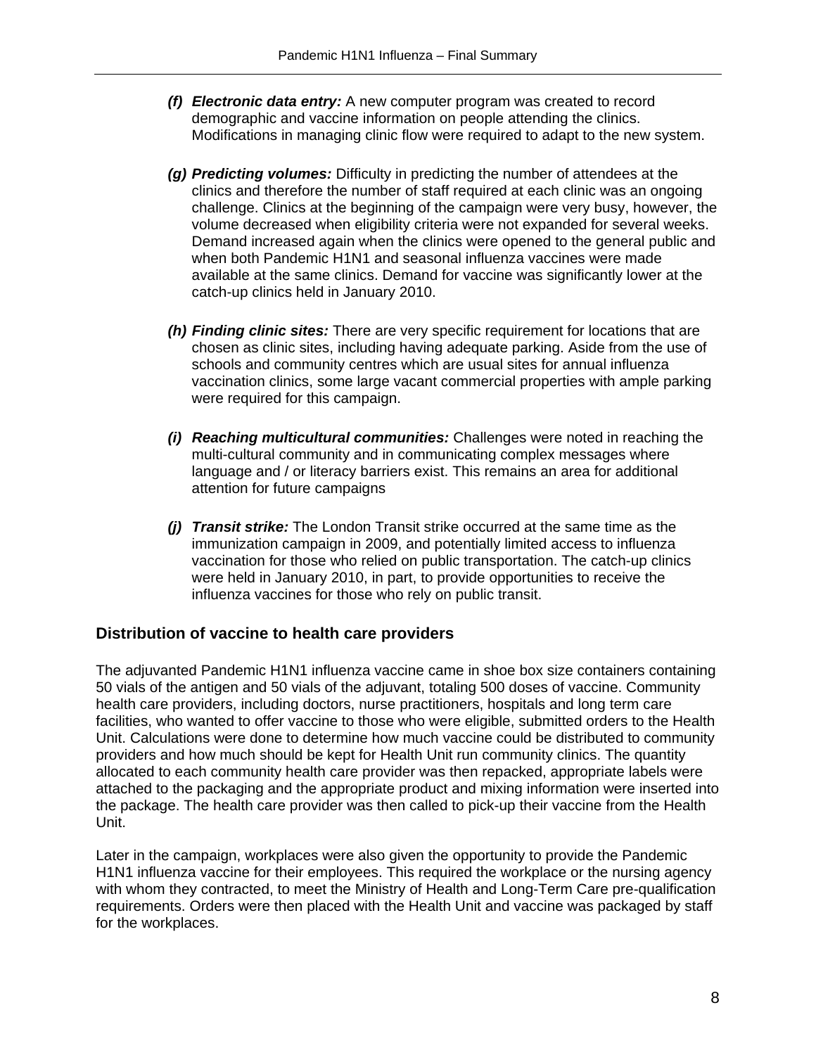(f) ***Electronic data entry:*** A new computer program was created to record demographic and vaccine information on people attending the clinics. Modifications in managing clinic flow were required to adapt to the new system.

(g) ***Predicting volumes:*** Difficulty in predicting the number of attendees at the clinics and therefore the number of staff required at each clinic was an ongoing challenge. Clinics at the beginning of the campaign were very busy, however, the volume decreased when eligibility criteria were not expanded for several weeks. Demand increased again when the clinics were opened to the general public and when both Pandemic H1N1 and seasonal influenza vaccines were made available at the same clinics. Demand for vaccine was significantly lower at the catch-up clinics held in January 2010.

(h) ***Finding clinic sites:*** There are very specific requirement for locations that are chosen as clinic sites, including having adequate parking. Aside from the use of schools and community centres which are usual sites for annual influenza vaccination clinics, some large vacant commercial properties with ample parking were required for this campaign.

(i) ***Reaching multicultural communities:*** Challenges were noted in reaching the multi-cultural community and in communicating complex messages where language and / or literacy barriers exist. This remains an area for additional attention for future campaigns

(j) ***Transit strike:*** The London Transit strike occurred at the same time as the immunization campaign in 2009, and potentially limited access to influenza vaccination for those who relied on public transportation. The catch-up clinics were held in January 2010, in part, to provide opportunities to receive the influenza vaccines for those who rely on public transit.

## Distribution of vaccine to health care providers

The adjuvanted Pandemic H1N1 influenza vaccine came in shoe box size containers containing 50 vials of the antigen and 50 vials of the adjuvant, totaling 500 doses of vaccine. Community health care providers, including doctors, nurse practitioners, hospitals and long term care facilities, who wanted to offer vaccine to those who were eligible, submitted orders to the Health Unit. Calculations were done to determine how much vaccine could be distributed to community providers and how much should be kept for Health Unit run community clinics. The quantity allocated to each community health care provider was then repacked, appropriate labels were attached to the packaging and the appropriate product and mixing information were inserted into the package. The health care provider was then called to pick-up their vaccine from the Health Unit.

Later in the campaign, workplaces were also given the opportunity to provide the Pandemic H1N1 influenza vaccine for their employees. This required the workplace or the nursing agency with whom they contracted, to meet the Ministry of Health and Long-Term Care pre-qualification requirements. Orders were then placed with the Health Unit and vaccine was packaged by staff for the workplaces.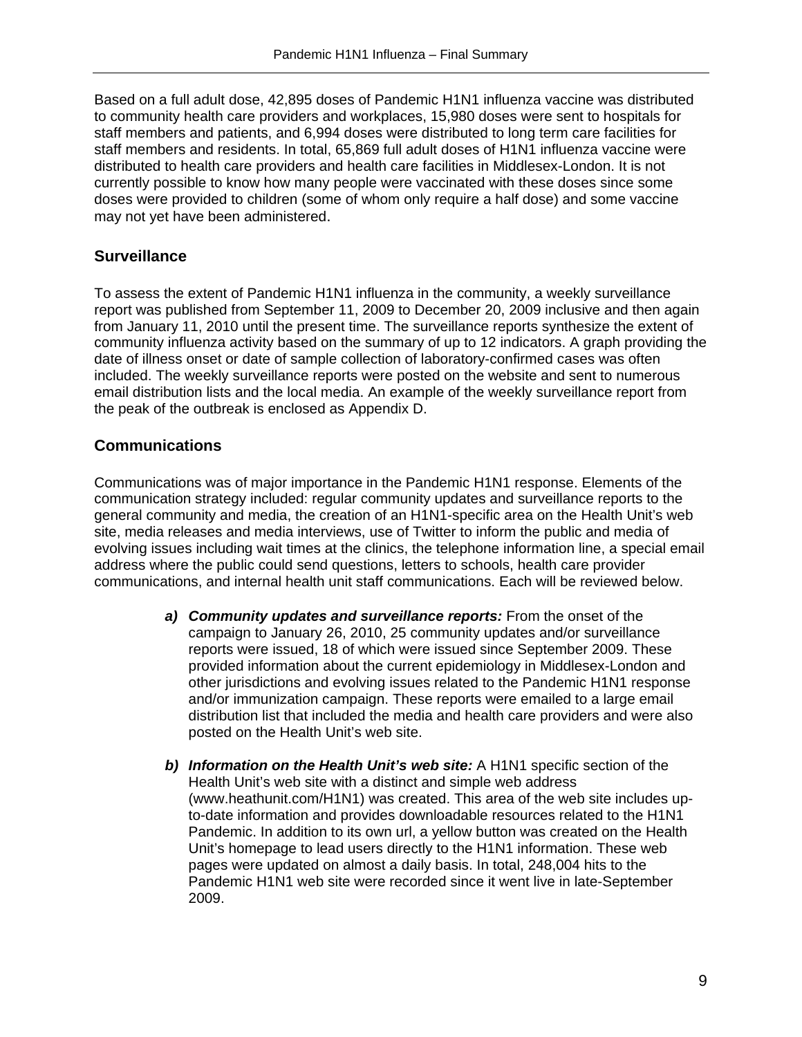Based on a full adult dose, 42,895 doses of Pandemic H1N1 influenza vaccine was distributed to community health care providers and workplaces, 15,980 doses were sent to hospitals for staff members and patients, and 6,994 doses were distributed to long term care facilities for staff members and residents. In total, 65,869 full adult doses of H1N1 influenza vaccine were distributed to health care providers and health care facilities in Middlesex-London. It is not currently possible to know how many people were vaccinated with these doses since some doses were provided to children (some of whom only require a half dose) and some vaccine may not yet have been administered.

## Surveillance

To assess the extent of Pandemic H1N1 influenza in the community, a weekly surveillance report was published from September 11, 2009 to December 20, 2009 inclusive and then again from January 11, 2010 until the present time. The surveillance reports synthesize the extent of community influenza activity based on the summary of up to 12 indicators. A graph providing the date of illness onset or date of sample collection of laboratory-confirmed cases was often included. The weekly surveillance reports were posted on the website and sent to numerous email distribution lists and the local media. An example of the weekly surveillance report from the peak of the outbreak is enclosed as Appendix D.

## Communications

Communications was of major importance in the Pandemic H1N1 response. Elements of the communication strategy included: regular community updates and surveillance reports to the general community and media, the creation of an H1N1-specific area on the Health Unit's web site, media releases and media interviews, use of Twitter to inform the public and media of evolving issues including wait times at the clinics, the telephone information line, a special email address where the public could send questions, letters to schools, health care provider communications, and internal health unit staff communications. Each will be reviewed below.

a) ***Community updates and surveillance reports:*** From the onset of the campaign to January 26, 2010, 25 community updates and/or surveillance reports were issued, 18 of which were issued since September 2009. These provided information about the current epidemiology in Middlesex-London and other jurisdictions and evolving issues related to the Pandemic H1N1 response and/or immunization campaign. These reports were emailed to a large email distribution list that included the media and health care providers and were also posted on the Health Unit's web site.

b) ***Information on the Health Unit's web site:*** A H1N1 specific section of the Health Unit's web site with a distinct and simple web address (www.heathunit.com/H1N1) was created. This area of the web site includes up-to-date information and provides downloadable resources related to the H1N1 Pandemic. In addition to its own url, a yellow button was created on the Health Unit's homepage to lead users directly to the H1N1 information. These web pages were updated on almost a daily basis. In total, 248,004 hits to the Pandemic H1N1 web site were recorded since it went live in late-September 2009.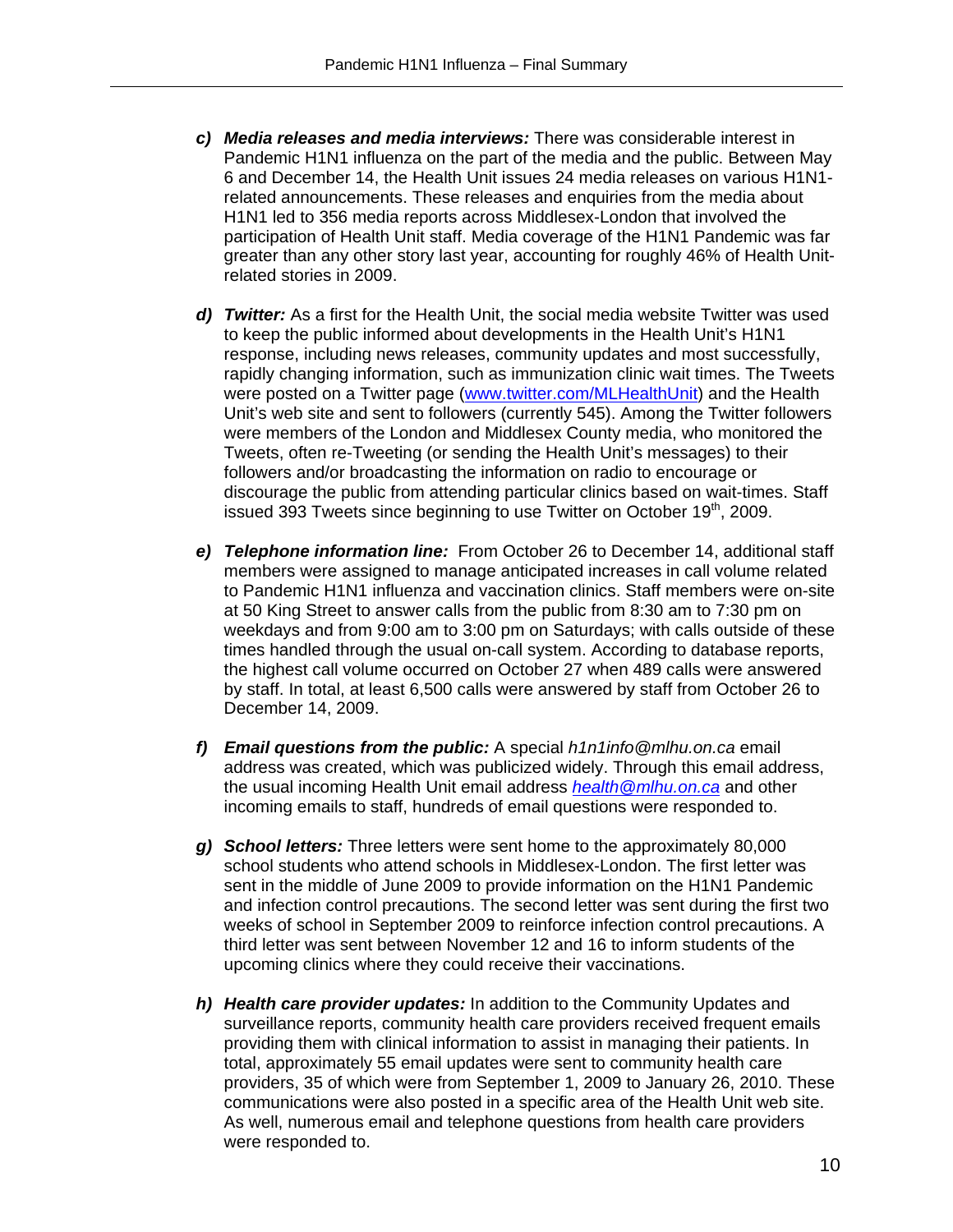c) ***Media releases and media interviews:*** There was considerable interest in Pandemic H1N1 influenza on the part of the media and the public. Between May 6 and December 14, the Health Unit issues 24 media releases on various H1N1-related announcements. These releases and enquiries from the media about H1N1 led to 356 media reports across Middlesex-London that involved the participation of Health Unit staff. Media coverage of the H1N1 Pandemic was far greater than any other story last year, accounting for roughly 46% of Health Unit-related stories in 2009.

d) ***Twitter:*** As a first for the Health Unit, the social media website Twitter was used to keep the public informed about developments in the Health Unit's H1N1 response, including news releases, community updates and most successfully, rapidly changing information, such as immunization clinic wait times. The Tweets were posted on a Twitter page (www.twitter.com/MLHealthUnit) and the Health Unit's web site and sent to followers (currently 545). Among the Twitter followers were members of the London and Middlesex County media, who monitored the Tweets, often re-Tweeting (or sending the Health Unit's messages) to their followers and/or broadcasting the information on radio to encourage or discourage the public from attending particular clinics based on wait-times. Staff issued 393 Tweets since beginning to use Twitter on October 19th, 2009.

e) ***Telephone information line:*** From October 26 to December 14, additional staff members were assigned to manage anticipated increases in call volume related to Pandemic H1N1 influenza and vaccination clinics. Staff members were on-site at 50 King Street to answer calls from the public from 8:30 am to 7:30 pm on weekdays and from 9:00 am to 3:00 pm on Saturdays; with calls outside of these times handled through the usual on-call system. According to database reports, the highest call volume occurred on October 27 when 489 calls were answered by staff. In total, at least 6,500 calls were answered by staff from October 26 to December 14, 2009.

f) ***Email questions from the public:*** A special *h1n1info@mlhu.on.ca* email address was created, which was publicized widely. Through this email address, the usual incoming Health Unit email address *health@mlhu.on.ca* and other incoming emails to staff, hundreds of email questions were responded to.

g) ***School letters:*** Three letters were sent home to the approximately 80,000 school students who attend schools in Middlesex-London. The first letter was sent in the middle of June 2009 to provide information on the H1N1 Pandemic and infection control precautions. The second letter was sent during the first two weeks of school in September 2009 to reinforce infection control precautions. A third letter was sent between November 12 and 16 to inform students of the upcoming clinics where they could receive their vaccinations.

h) ***Health care provider updates:*** In addition to the Community Updates and surveillance reports, community health care providers received frequent emails providing them with clinical information to assist in managing their patients. In total, approximately 55 email updates were sent to community health care providers, 35 of which were from September 1, 2009 to January 26, 2010. These communications were also posted in a specific area of the Health Unit web site. As well, numerous email and telephone questions from health care providers were responded to.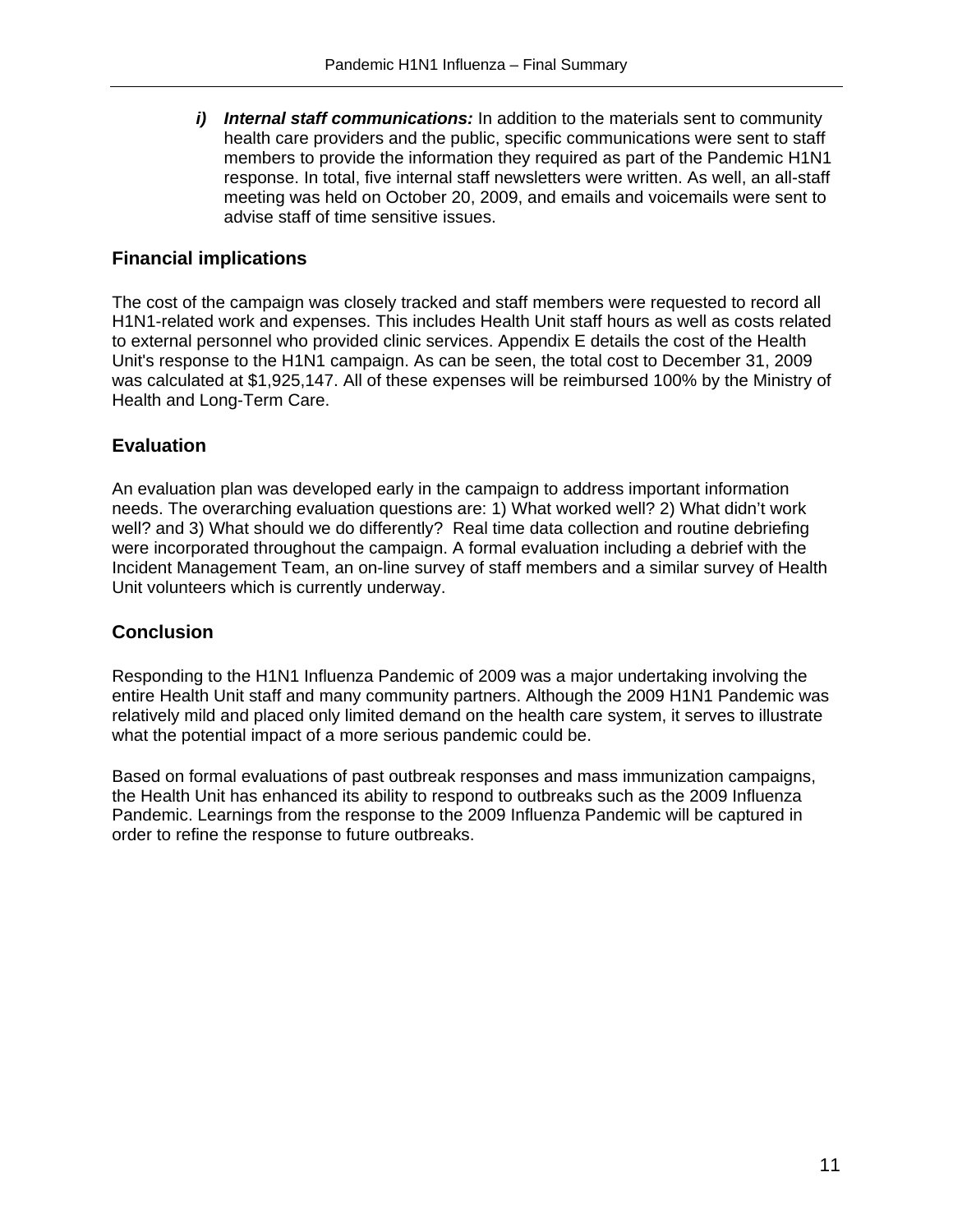i) ***Internal staff communications:*** In addition to the materials sent to community health care providers and the public, specific communications were sent to staff members to provide the information they required as part of the Pandemic H1N1 response. In total, five internal staff newsletters were written. As well, an all-staff meeting was held on October 20, 2009, and emails and voicemails were sent to advise staff of time sensitive issues.

## Financial implications

The cost of the campaign was closely tracked and staff members were requested to record all H1N1-related work and expenses. This includes Health Unit staff hours as well as costs related to external personnel who provided clinic services. Appendix E details the cost of the Health Unit's response to the H1N1 campaign. As can be seen, the total cost to December 31, 2009 was calculated at $1,925,147. All of these expenses will be reimbursed 100% by the Ministry of Health and Long-Term Care.

## Evaluation

An evaluation plan was developed early in the campaign to address important information needs. The overarching evaluation questions are: 1) What worked well? 2) What didn't work well? and 3) What should we do differently? Real time data collection and routine debriefing were incorporated throughout the campaign. A formal evaluation including a debrief with the Incident Management Team, an on-line survey of staff members and a similar survey of Health Unit volunteers which is currently underway.

## Conclusion

Responding to the H1N1 Influenza Pandemic of 2009 was a major undertaking involving the entire Health Unit staff and many community partners. Although the 2009 H1N1 Pandemic was relatively mild and placed only limited demand on the health care system, it serves to illustrate what the potential impact of a more serious pandemic could be.

Based on formal evaluations of past outbreak responses and mass immunization campaigns, the Health Unit has enhanced its ability to respond to outbreaks such as the 2009 Influenza Pandemic. Learnings from the response to the 2009 Influenza Pandemic will be captured in order to refine the response to future outbreaks.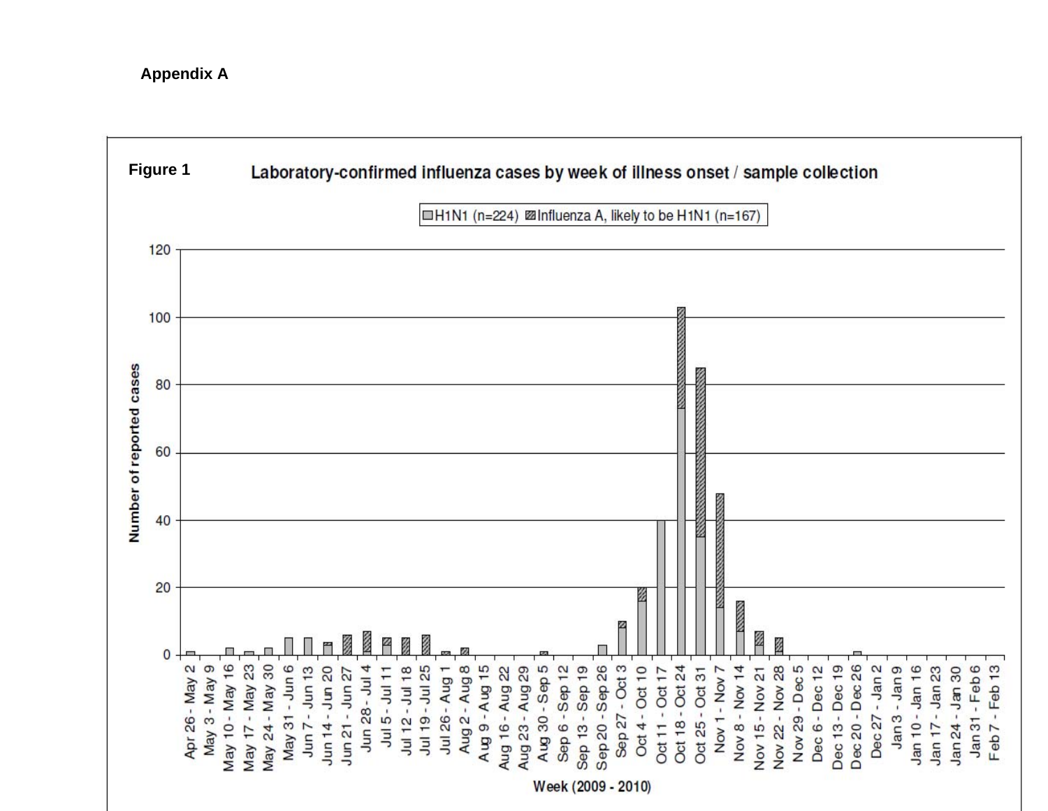**Appendix A**

**Figure 1** Laboratory-confirmed influenza cases by week of illness onset / sample collection

H1N1 (n=224) Influenza A, likely to be H1N1 (n=167)

Number of reported cases

Week (2009 - 2010)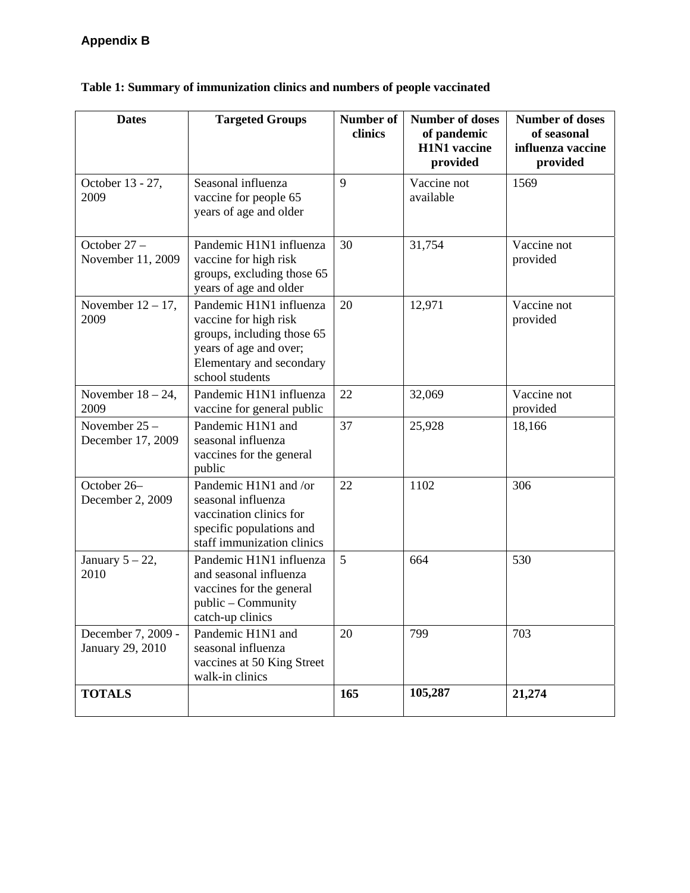**Appendix B**

**Table 1: Summary of immunization clinics and numbers of people vaccinated**

| Dates | Targeted Groups | Number of clinics | Number of doses of pandemic H1N1 vaccine provided | Number of doses of seasonal influenza vaccine provided |
|---|---|---|---|---|
| October 13 - 27, 2009 | Seasonal influenza vaccine for people 65 years of age and older | 9 | Vaccine not available | 1569 |
| October 27 – November 11, 2009 | Pandemic H1N1 influenza vaccine for high risk groups, excluding those 65 years of age and older | 30 | 31,754 | Vaccine not provided |
| November 12 – 17, 2009 | Pandemic H1N1 influenza vaccine for high risk groups, including those 65 years of age and over; Elementary and secondary school students | 20 | 12,971 | Vaccine not provided |
| November 18 – 24, 2009 | Pandemic H1N1 influenza vaccine for general public | 22 | 32,069 | Vaccine not provided |
| November 25 – December 17, 2009 | Pandemic H1N1 and seasonal influenza vaccines for the general public | 37 | 25,928 | 18,166 |
| October 26– December 2, 2009 | Pandemic H1N1 and /or seasonal influenza vaccination clinics for specific populations and staff immunization clinics | 22 | 1102 | 306 |
| January 5 – 22, 2010 | Pandemic H1N1 influenza and seasonal influenza vaccines for the general public – Community catch-up clinics | 5 | 664 | 530 |
| December 7, 2009 - January 29, 2010 | Pandemic H1N1 and seasonal influenza vaccines at 50 King Street walk-in clinics | 20 | 799 | 703 |
| **TOTALS** | | **165** | **105,287** | **21,274** |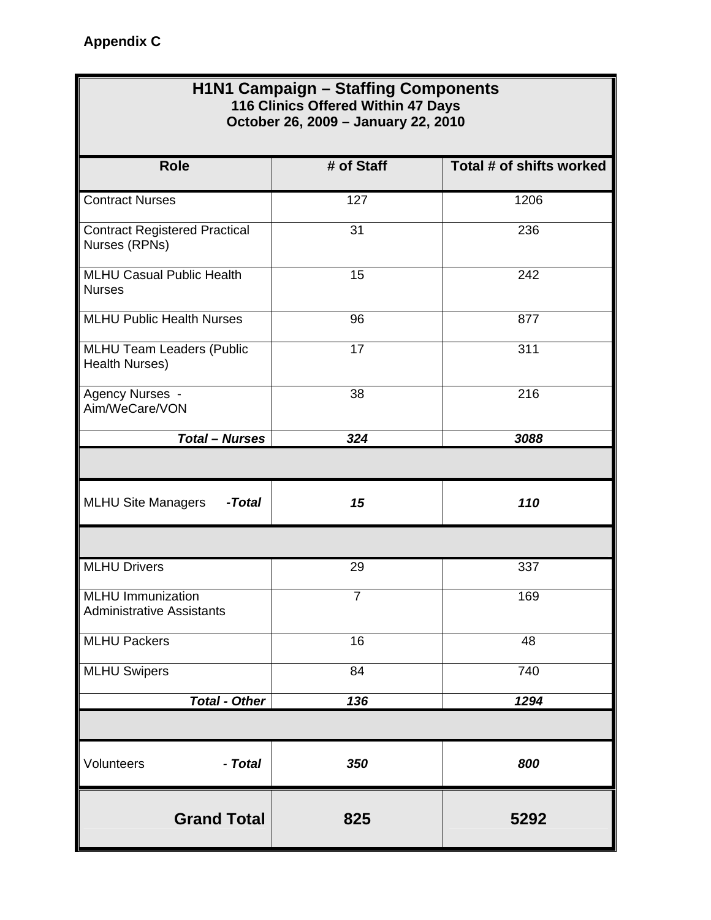**Appendix C**

| **H1N1 Campaign – Staffing Components**<br>**116 Clinics Offered Within 47 Days**<br>**October 26, 2009 – January 22, 2010** | | |
|---|---|---|
| **Role** | **# of Staff** | **Total # of shifts worked** |
| Contract Nurses | 127 | 1206 |
| Contract Registered Practical Nurses (RPNs) | 31 | 236 |
| MLHU Casual Public Health Nurses | 15 | 242 |
| MLHU Public Health Nurses | 96 | 877 |
| MLHU Team Leaders (Public Health Nurses) | 17 | 311 |
| Agency Nurses - Aim/WeCare/VON | 38 | 216 |
| ***Total – Nurses*** | ***324*** | ***3088*** |
| | | |
| MLHU Site Managers ***-Total*** | ***15*** | ***110*** |
| | | |
| MLHU Drivers | 29 | 337 |
| MLHU Immunization Administrative Assistants | 7 | 169 |
| MLHU Packers | 16 | 48 |
| MLHU Swipers | 84 | 740 |
| ***Total - Other*** | ***136*** | ***1294*** |
| | | |
| Volunteers - ***Total*** | ***350*** | ***800*** |
| **Grand Total** | **825** | **5292** |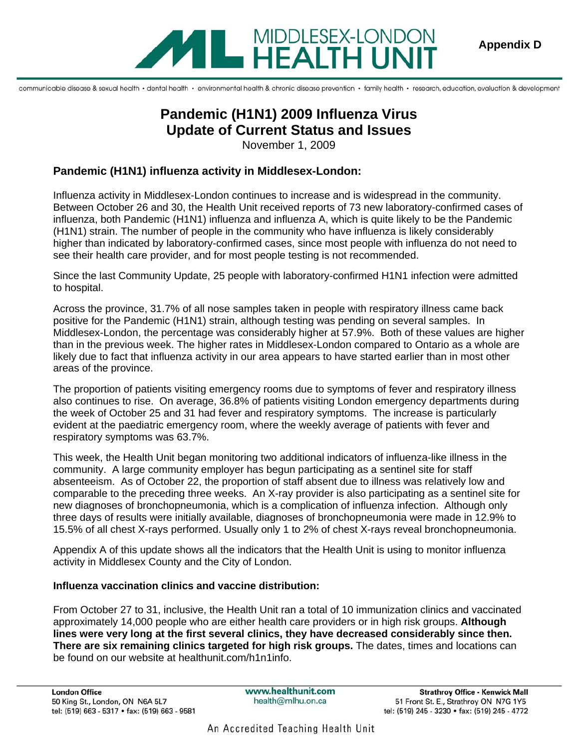Appendix D

# Pandemic (H1N1) 2009 Influenza Virus
# Update of Current Status and Issues

November 1, 2009

## Pandemic (H1N1) influenza activity in Middlesex-London:

Influenza activity in Middlesex-London continues to increase and is widespread in the community. Between October 26 and 30, the Health Unit received reports of 73 new laboratory-confirmed cases of influenza, both Pandemic (H1N1) influenza and influenza A, which is quite likely to be the Pandemic (H1N1) strain. The number of people in the community who have influenza is likely considerably higher than indicated by laboratory-confirmed cases, since most people with influenza do not need to see their health care provider, and for most people testing is not recommended.

Since the last Community Update, 25 people with laboratory-confirmed H1N1 infection were admitted to hospital.

Across the province, 31.7% of all nose samples taken in people with respiratory illness came back positive for the Pandemic (H1N1) strain, although testing was pending on several samples. In Middlesex-London, the percentage was considerably higher at 57.9%. Both of these values are higher than in the previous week. The higher rates in Middlesex-London compared to Ontario as a whole are likely due to fact that influenza activity in our area appears to have started earlier than in most other areas of the province.

The proportion of patients visiting emergency rooms due to symptoms of fever and respiratory illness also continues to rise. On average, 36.8% of patients visiting London emergency departments during the week of October 25 and 31 had fever and respiratory symptoms. The increase is particularly evident at the paediatric emergency room, where the weekly average of patients with fever and respiratory symptoms was 63.7%.

This week, the Health Unit began monitoring two additional indicators of influenza-like illness in the community. A large community employer has begun participating as a sentinel site for staff absenteeism. As of October 22, the proportion of staff absent due to illness was relatively low and comparable to the preceding three weeks. An X-ray provider is also participating as a sentinel site for new diagnoses of bronchopneumonia, which is a complication of influenza infection. Although only three days of results were initially available, diagnoses of bronchopneumonia were made in 12.9% to 15.5% of all chest X-rays performed. Usually only 1 to 2% of chest X-rays reveal bronchopneumonia.

Appendix A of this update shows all the indicators that the Health Unit is using to monitor influenza activity in Middlesex County and the City of London.

### Influenza vaccination clinics and vaccine distribution:

From October 27 to 31, inclusive, the Health Unit ran a total of 10 immunization clinics and vaccinated approximately 14,000 people who are either health care providers or in high risk groups. **Although lines were very long at the first several clinics, they have decreased considerably since then. There are six remaining clinics targeted for high risk groups.** The dates, times and locations can be found on our website at healthunit.com/h1n1info.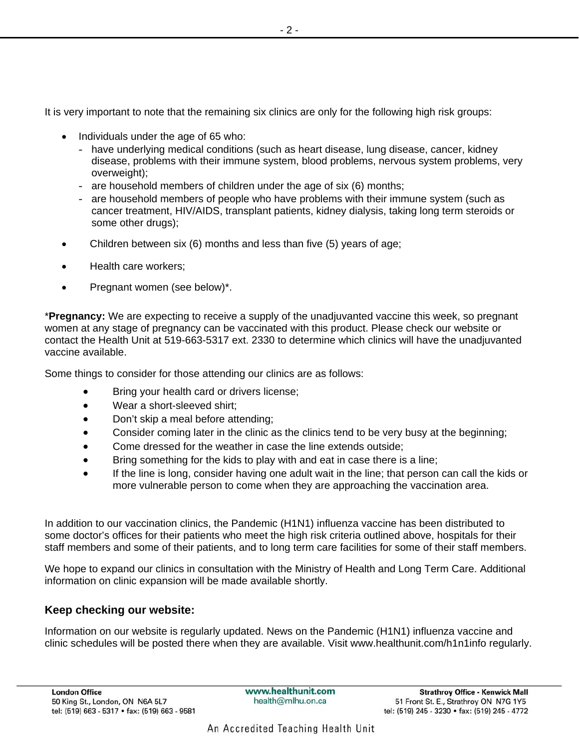It is very important to note that the remaining six clinics are only for the following high risk groups:

- Individuals under the age of 65 who:
  - have underlying medical conditions (such as heart disease, lung disease, cancer, kidney disease, problems with their immune system, blood problems, nervous system problems, very overweight);
  - are household members of children under the age of six (6) months;
  - are household members of people who have problems with their immune system (such as cancer treatment, HIV/AIDS, transplant patients, kidney dialysis, taking long term steroids or some other drugs);
- Children between six (6) months and less than five (5) years of age;
- Health care workers;
- Pregnant women (see below)*.

*__Pregnancy:__ We are expecting to receive a supply of the unadjuvanted vaccine this week, so pregnant women at any stage of pregnancy can be vaccinated with this product. Please check our website or contact the Health Unit at 519-663-5317 ext. 2330 to determine which clinics will have the unadjuvanted vaccine available.

Some things to consider for those attending our clinics are as follows:

- Bring your health card or drivers license;
- Wear a short-sleeved shirt;
- Don't skip a meal before attending;
- Consider coming later in the clinic as the clinics tend to be very busy at the beginning;
- Come dressed for the weather in case the line extends outside;
- Bring something for the kids to play with and eat in case there is a line;
- If the line is long, consider having one adult wait in the line; that person can call the kids or more vulnerable person to come when they are approaching the vaccination area.

In addition to our vaccination clinics, the Pandemic (H1N1) influenza vaccine has been distributed to some doctor's offices for their patients who meet the high risk criteria outlined above, hospitals for their staff members and some of their patients, and to long term care facilities for some of their staff members.

We hope to expand our clinics in consultation with the Ministry of Health and Long Term Care. Additional information on clinic expansion will be made available shortly.

### Keep checking our website:

Information on our website is regularly updated. News on the Pandemic (H1N1) influenza vaccine and clinic schedules will be posted there when they are available. Visit www.healthunit.com/h1n1info regularly.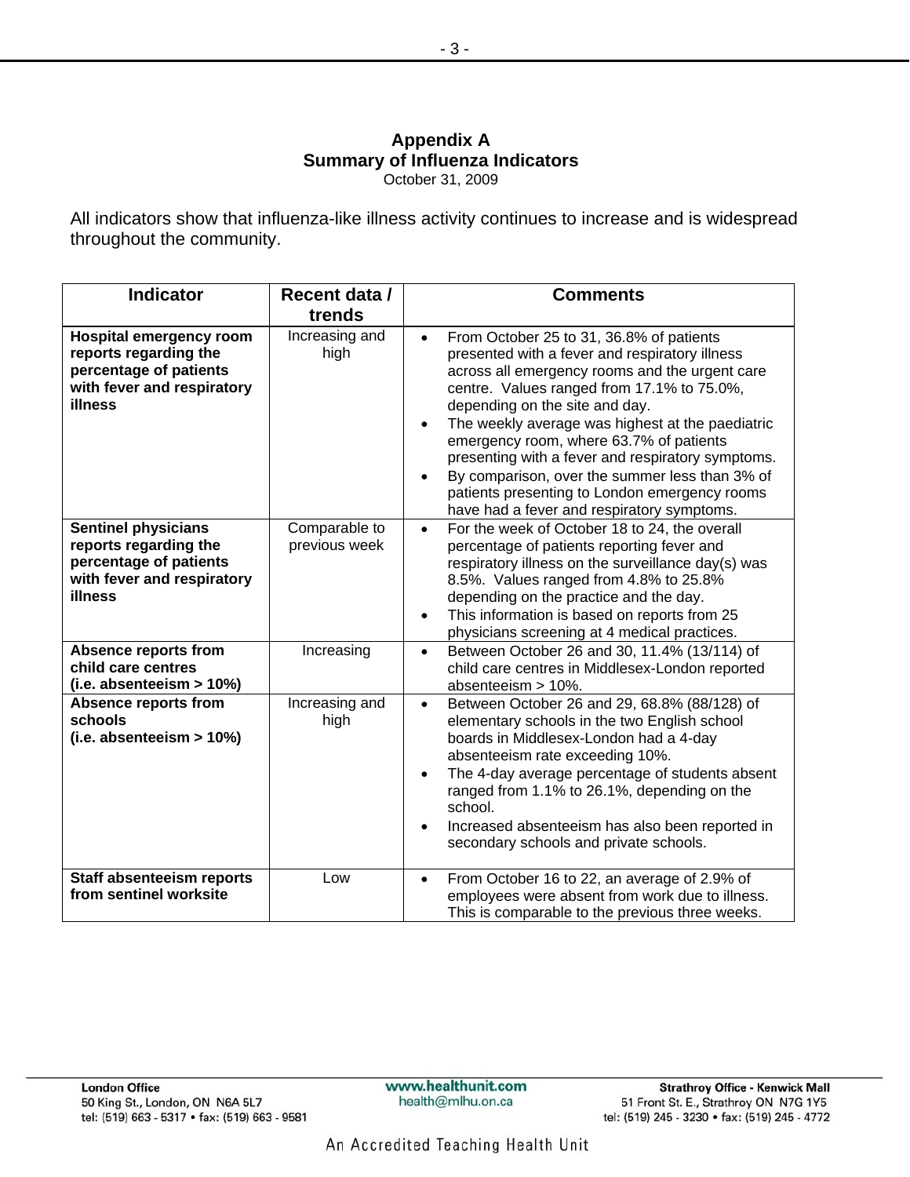# Appendix A
## Summary of Influenza Indicators
October 31, 2009

All indicators show that influenza-like illness activity continues to increase and is widespread throughout the community.

| Indicator | Recent data / trends | Comments |
|---|---|---|
| **Hospital emergency room reports regarding the percentage of patients with fever and respiratory illness** | Increasing and high | • From October 25 to 31, 36.8% of patients presented with a fever and respiratory illness across all emergency rooms and the urgent care centre. Values ranged from 17.1% to 75.0%, depending on the site and day.<br>• The weekly average was highest at the paediatric emergency room, where 63.7% of patients presenting with a fever and respiratory symptoms.<br>• By comparison, over the summer less than 3% of patients presenting to London emergency rooms have had a fever and respiratory symptoms. |
| **Sentinel physicians reports regarding the percentage of patients with fever and respiratory illness** | Comparable to previous week | • For the week of October 18 to 24, the overall percentage of patients reporting fever and respiratory illness on the surveillance day(s) was 8.5%. Values ranged from 4.8% to 25.8% depending on the practice and the day.<br>• This information is based on reports from 25 physicians screening at 4 medical practices. |
| **Absence reports from child care centres (i.e. absenteeism > 10%)** | Increasing | • Between October 26 and 30, 11.4% (13/114) of child care centres in Middlesex-London reported absenteeism > 10%. |
| **Absence reports from schools (i.e. absenteeism > 10%)** | Increasing and high | • Between October 26 and 29, 68.8% (88/128) of elementary schools in the two English school boards in Middlesex-London had a 4-day absenteeism rate exceeding 10%.<br>• The 4-day average percentage of students absent ranged from 1.1% to 26.1%, depending on the school.<br>• Increased absenteeism has also been reported in secondary schools and private schools. |
| **Staff absenteeism reports from sentinel worksite** | Low | • From October 16 to 22, an average of 2.9% of employees were absent from work due to illness. This is comparable to the previous three weeks. |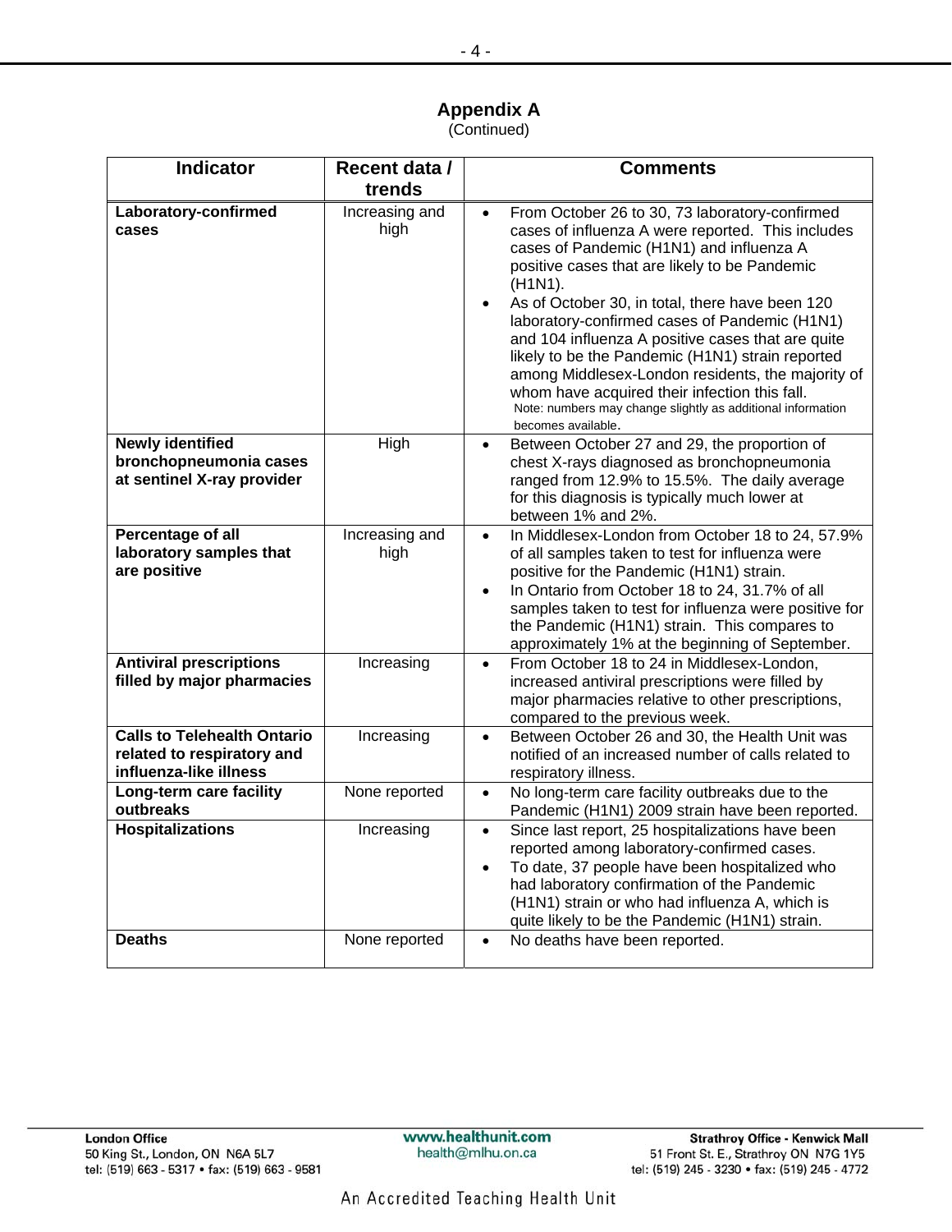## Appendix A
(Continued)

| Indicator | Recent data / trends | Comments |
|---|---|---|
| **Laboratory-confirmed cases** | Increasing and high | • From October 26 to 30, 73 laboratory-confirmed cases of influenza A were reported. This includes cases of Pandemic (H1N1) and influenza A positive cases that are likely to be Pandemic (H1N1).<br>• As of October 30, in total, there have been 120 laboratory-confirmed cases of Pandemic (H1N1) and 104 influenza A positive cases that are quite likely to be the Pandemic (H1N1) strain reported among Middlesex-London residents, the majority of whom have acquired their infection this fall.<br>Note: numbers may change slightly as additional information becomes available. |
| **Newly identified bronchopneumonia cases at sentinel X-ray provider** | High | • Between October 27 and 29, the proportion of chest X-rays diagnosed as bronchopneumonia ranged from 12.9% to 15.5%. The daily average for this diagnosis is typically much lower at between 1% and 2%. |
| **Percentage of all laboratory samples that are positive** | Increasing and high | • In Middlesex-London from October 18 to 24, 57.9% of all samples taken to test for influenza were positive for the Pandemic (H1N1) strain.<br>• In Ontario from October 18 to 24, 31.7% of all samples taken to test for influenza were positive for the Pandemic (H1N1) strain. This compares to approximately 1% at the beginning of September. |
| **Antiviral prescriptions filled by major pharmacies** | Increasing | • From October 18 to 24 in Middlesex-London, increased antiviral prescriptions were filled by major pharmacies relative to other prescriptions, compared to the previous week. |
| **Calls to Telehealth Ontario related to respiratory and influenza-like illness** | Increasing | • Between October 26 and 30, the Health Unit was notified of an increased number of calls related to respiratory illness. |
| **Long-term care facility outbreaks** | None reported | • No long-term care facility outbreaks due to the Pandemic (H1N1) 2009 strain have been reported. |
| **Hospitalizations** | Increasing | • Since last report, 25 hospitalizations have been reported among laboratory-confirmed cases.<br>• To date, 37 people have been hospitalized who had laboratory confirmation of the Pandemic (H1N1) strain or who had influenza A, which is quite likely to be the Pandemic (H1N1) strain. |
| **Deaths** | None reported | • No deaths have been reported. |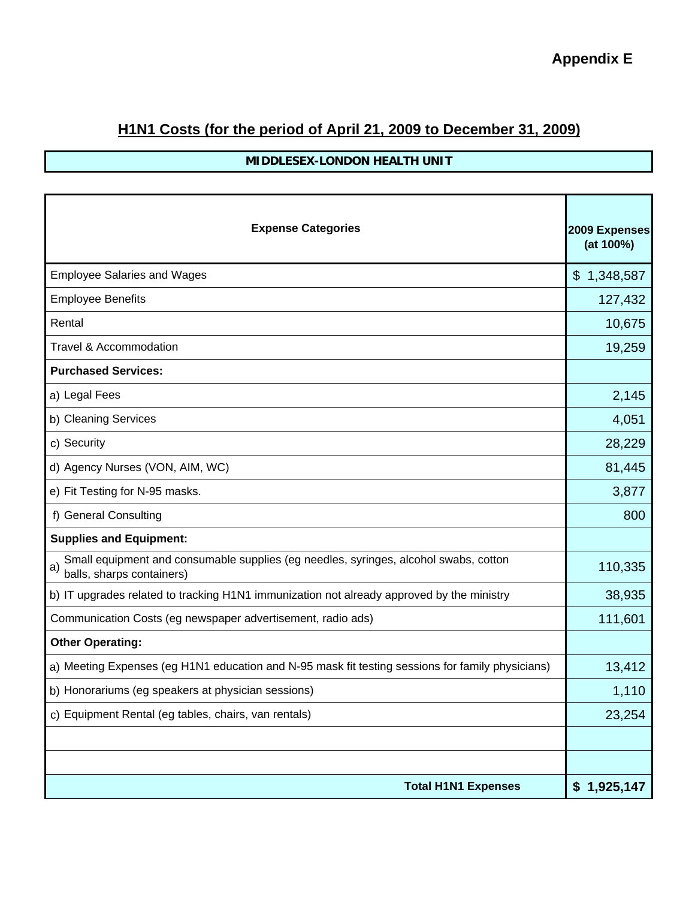**Appendix E**

## H1N1 Costs (for the period of April 21, 2009 to December 31, 2009)

**MIDDLESEX-LONDON HEALTH UNIT**

| Expense Categories | 2009 Expenses (at 100%) |
|---|---|
| Employee Salaries and Wages | $ 1,348,587 |
| Employee Benefits | 127,432 |
| Rental | 10,675 |
| Travel & Accommodation | 19,259 |
| **Purchased Services:** | |
| a) Legal Fees | 2,145 |
| b) Cleaning Services | 4,051 |
| c) Security | 28,229 |
| d) Agency Nurses (VON, AIM, WC) | 81,445 |
| e) Fit Testing for N-95 masks. | 3,877 |
| f) General Consulting | 800 |
| **Supplies and Equipment:** | |
| a) Small equipment and consumable supplies (eg needles, syringes, alcohol swabs, cotton balls, sharps containers) | 110,335 |
| b) IT upgrades related to tracking H1N1 immunization not already approved by the ministry | 38,935 |
| Communication Costs (eg newspaper advertisement, radio ads) | 111,601 |
| **Other Operating:** | |
| a) Meeting Expenses (eg H1N1 education and N-95 mask fit testing sessions for family physicians) | 13,412 |
| b) Honorariums (eg speakers at physician sessions) | 1,110 |
| c) Equipment Rental (eg tables, chairs, van rentals) | 23,254 |
| | |
| | |
| **Total H1N1 Expenses** | **$ 1,925,147** |